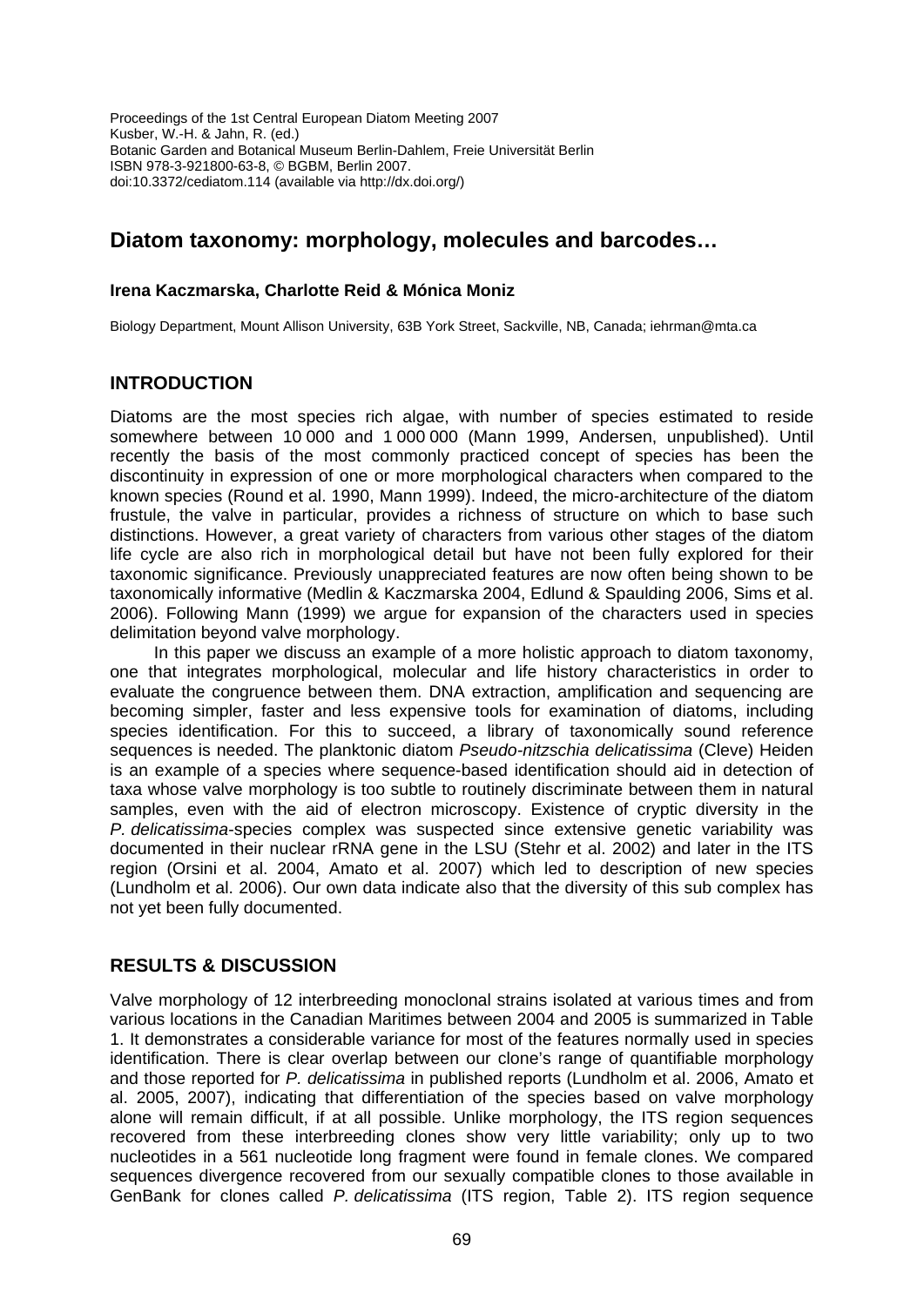Proceedings of the 1st Central European Diatom Meeting 2007
Kusber, W.-H. & Jahn, R. (ed.)
Botanic Garden and Botanical Museum Berlin-Dahlem, Freie Universität Berlin
ISBN 978-3-921800-63-8, © BGBM, Berlin 2007.
doi:10.3372/cediatom.114 (available via http://dx.doi.org/)

# Diatom taxonomy: morphology, molecules and barcodes…

**Irena Kaczmarska, Charlotte Reid & Mónica Moniz**

Biology Department, Mount Allison University, 63B York Street, Sackville, NB, Canada; iehrman@mta.ca

## INTRODUCTION

Diatoms are the most species rich algae, with number of species estimated to reside somewhere between 10 000 and 1 000 000 (Mann 1999, Andersen, unpublished). Until recently the basis of the most commonly practiced concept of species has been the discontinuity in expression of one or more morphological characters when compared to the known species (Round et al. 1990, Mann 1999). Indeed, the micro-architecture of the diatom frustule, the valve in particular, provides a richness of structure on which to base such distinctions. However, a great variety of characters from various other stages of the diatom life cycle are also rich in morphological detail but have not been fully explored for their taxonomic significance. Previously unappreciated features are now often being shown to be taxonomically informative (Medlin & Kaczmarska 2004, Edlund & Spaulding 2006, Sims et al. 2006). Following Mann (1999) we argue for expansion of the characters used in species delimitation beyond valve morphology.

In this paper we discuss an example of a more holistic approach to diatom taxonomy, one that integrates morphological, molecular and life history characteristics in order to evaluate the congruence between them. DNA extraction, amplification and sequencing are becoming simpler, faster and less expensive tools for examination of diatoms, including species identification. For this to succeed, a library of taxonomically sound reference sequences is needed. The planktonic diatom *Pseudo-nitzschia delicatissima* (Cleve) Heiden is an example of a species where sequence-based identification should aid in detection of taxa whose valve morphology is too subtle to routinely discriminate between them in natural samples, even with the aid of electron microscopy. Existence of cryptic diversity in the *P. delicatissima*-species complex was suspected since extensive genetic variability was documented in their nuclear rRNA gene in the LSU (Stehr et al. 2002) and later in the ITS region (Orsini et al. 2004, Amato et al. 2007) which led to description of new species (Lundholm et al. 2006). Our own data indicate also that the diversity of this sub complex has not yet been fully documented.

## RESULTS & DISCUSSION

Valve morphology of 12 interbreeding monoclonal strains isolated at various times and from various locations in the Canadian Maritimes between 2004 and 2005 is summarized in Table 1. It demonstrates a considerable variance for most of the features normally used in species identification. There is clear overlap between our clone's range of quantifiable morphology and those reported for *P. delicatissima* in published reports (Lundholm et al. 2006, Amato et al. 2005, 2007), indicating that differentiation of the species based on valve morphology alone will remain difficult, if at all possible. Unlike morphology, the ITS region sequences recovered from these interbreeding clones show very little variability; only up to two nucleotides in a 561 nucleotide long fragment were found in female clones. We compared sequences divergence recovered from our sexually compatible clones to those available in GenBank for clones called *P. delicatissima* (ITS region, Table 2). ITS region sequence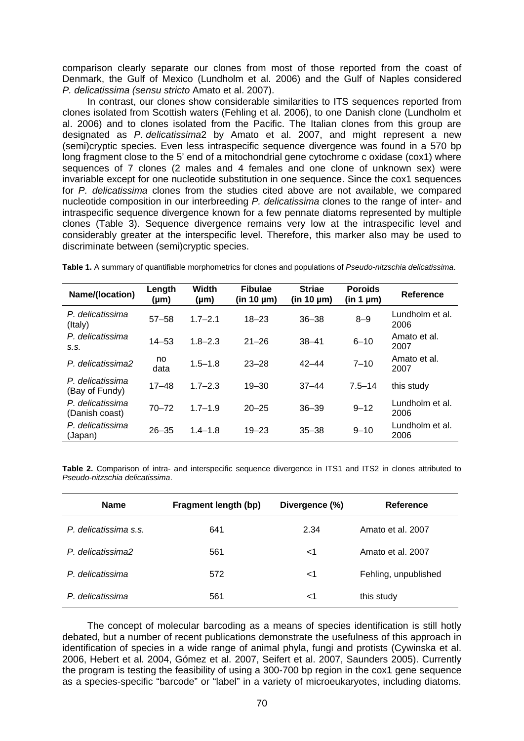comparison clearly separate our clones from most of those reported from the coast of Denmark, the Gulf of Mexico (Lundholm et al. 2006) and the Gulf of Naples considered *P. delicatissima (sensu stricto* Amato et al. 2007).

In contrast, our clones show considerable similarities to ITS sequences reported from clones isolated from Scottish waters (Fehling et al. 2006), to one Danish clone (Lundholm et al. 2006) and to clones isolated from the Pacific. The Italian clones from this group are designated as *P. delicatissima*2 by Amato et al. 2007, and might represent a new (semi)cryptic species. Even less intraspecific sequence divergence was found in a 570 bp long fragment close to the 5' end of a mitochondrial gene cytochrome c oxidase (cox1) where sequences of 7 clones (2 males and 4 females and one clone of unknown sex) were invariable except for one nucleotide substitution in one sequence. Since the cox1 sequences for *P. delicatissima* clones from the studies cited above are not available, we compared nucleotide composition in our interbreeding *P. delicatissima* clones to the range of inter- and intraspecific sequence divergence known for a few pennate diatoms represented by multiple clones (Table 3). Sequence divergence remains very low at the intraspecific level and considerably greater at the interspecific level. Therefore, this marker also may be used to discriminate between (semi)cryptic species.

**Table 1.** A summary of quantifiable morphometrics for clones and populations of *Pseudo-nitzschia delicatissima*.

| Name/(location) | Length (µm) | Width (µm) | Fibulae (in 10 µm) | Striae (in 10 µm) | Poroids (in 1 µm) | Reference |
|---|---|---|---|---|---|---|
| *P. delicatissima* (Italy) | 57–58 | 1.7–2.1 | 18–23 | 36–38 | 8–9 | Lundholm et al. 2006 |
| *P. delicatissima s.s.* | 14–53 | 1.8–2.3 | 21–26 | 38–41 | 6–10 | Amato et al. 2007 |
| *P. delicatissima2* | no data | 1.5–1.8 | 23–28 | 42–44 | 7–10 | Amato et al. 2007 |
| *P. delicatissima* (Bay of Fundy) | 17–48 | 1.7–2.3 | 19–30 | 37–44 | 7.5–14 | this study |
| *P. delicatissima* (Danish coast) | 70–72 | 1.7–1.9 | 20–25 | 36–39 | 9–12 | Lundholm et al. 2006 |
| *P. delicatissima* (Japan) | 26–35 | 1.4–1.8 | 19–23 | 35–38 | 9–10 | Lundholm et al. 2006 |

**Table 2.** Comparison of intra- and interspecific sequence divergence in ITS1 and ITS2 in clones attributed to *Pseudo-nitzschia delicatissima*.

| Name | Fragment length (bp) | Divergence (%) | Reference |
|---|---|---|---|
| *P. delicatissima s.s.* | 641 | 2.34 | Amato et al. 2007 |
| *P. delicatissima2* | 561 | <1 | Amato et al. 2007 |
| *P. delicatissima* | 572 | <1 | Fehling, unpublished |
| *P. delicatissima* | 561 | <1 | this study |

The concept of molecular barcoding as a means of species identification is still hotly debated, but a number of recent publications demonstrate the usefulness of this approach in identification of species in a wide range of animal phyla, fungi and protists (Cywinska et al. 2006, Hebert et al. 2004, Gómez et al. 2007, Seifert et al. 2007, Saunders 2005). Currently the program is testing the feasibility of using a 300-700 bp region in the cox1 gene sequence as a species-specific "barcode" or "label" in a variety of microeukaryotes, including diatoms.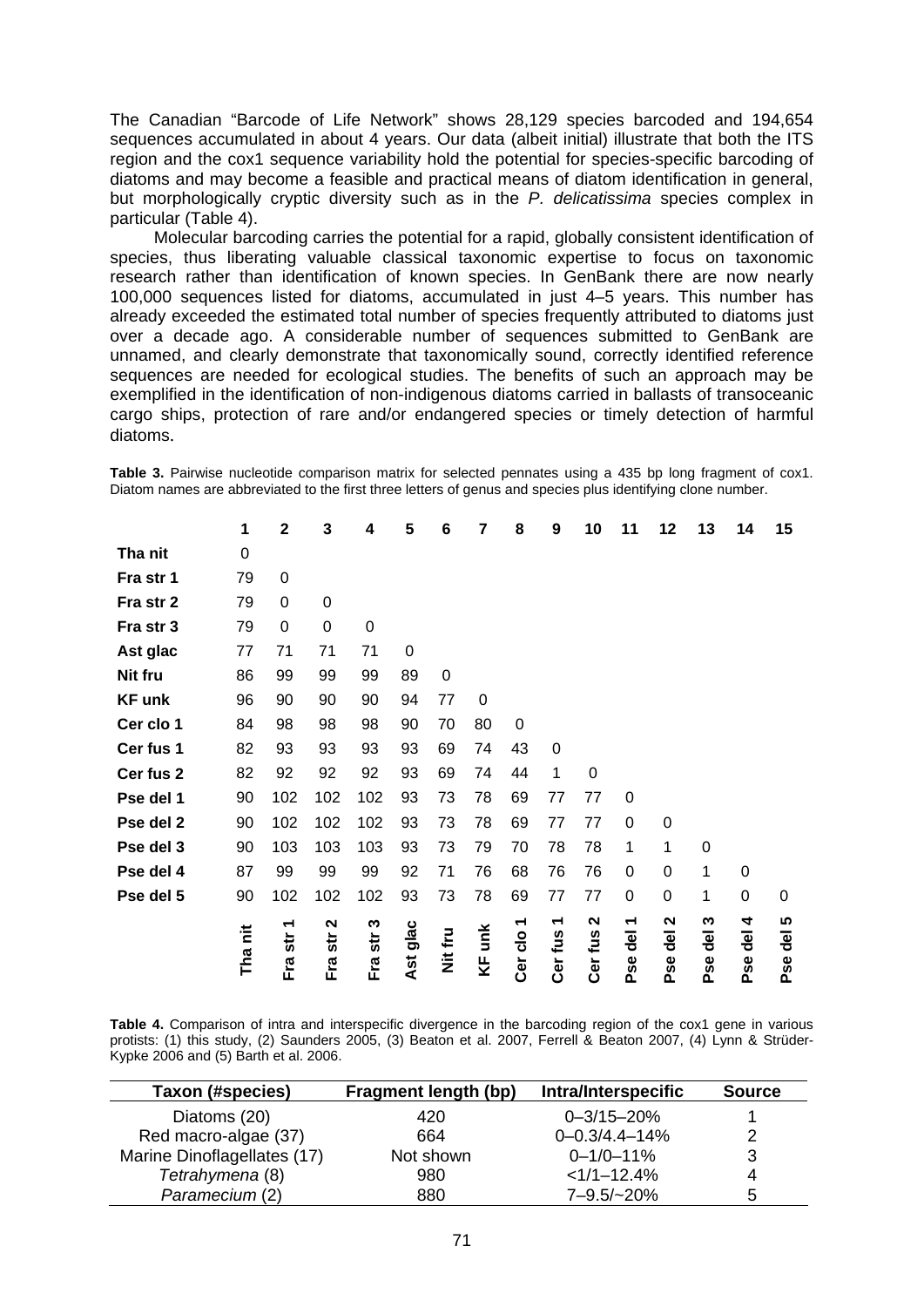The Canadian "Barcode of Life Network" shows 28,129 species barcoded and 194,654 sequences accumulated in about 4 years. Our data (albeit initial) illustrate that both the ITS region and the cox1 sequence variability hold the potential for species-specific barcoding of diatoms and may become a feasible and practical means of diatom identification in general, but morphologically cryptic diversity such as in the *P. delicatissima* species complex in particular (Table 4).

Molecular barcoding carries the potential for a rapid, globally consistent identification of species, thus liberating valuable classical taxonomic expertise to focus on taxonomic research rather than identification of known species. In GenBank there are now nearly 100,000 sequences listed for diatoms, accumulated in just 4–5 years. This number has already exceeded the estimated total number of species frequently attributed to diatoms just over a decade ago. A considerable number of sequences submitted to GenBank are unnamed, and clearly demonstrate that taxonomically sound, correctly identified reference sequences are needed for ecological studies. The benefits of such an approach may be exemplified in the identification of non-indigenous diatoms carried in ballasts of transoceanic cargo ships, protection of rare and/or endangered species or timely detection of harmful diatoms.

**Table 3.** Pairwise nucleotide comparison matrix for selected pennates using a 435 bp long fragment of cox1. Diatom names are abbreviated to the first three letters of genus and species plus identifying clone number.

| | 1 | 2 | 3 | 4 | 5 | 6 | 7 | 8 | 9 | 10 | 11 | 12 | 13 | 14 | 15 |
|---|---|---|---|---|---|---|---|---|---|---|---|---|---|---|---|
| **Tha nit** | 0 | | | | | | | | | | | | | | |
| **Fra str 1** | 79 | 0 | | | | | | | | | | | | | |
| **Fra str 2** | 79 | 0 | 0 | | | | | | | | | | | | |
| **Fra str 3** | 79 | 0 | 0 | 0 | | | | | | | | | | | |
| **Ast glac** | 77 | 71 | 71 | 71 | 0 | | | | | | | | | | |
| **Nit fru** | 86 | 99 | 99 | 99 | 89 | 0 | | | | | | | | | |
| **KF unk** | 96 | 90 | 90 | 90 | 94 | 77 | 0 | | | | | | | | |
| **Cer clo 1** | 84 | 98 | 98 | 98 | 90 | 70 | 80 | 0 | | | | | | | |
| **Cer fus 1** | 82 | 93 | 93 | 93 | 93 | 69 | 74 | 43 | 0 | | | | | | |
| **Cer fus 2** | 82 | 92 | 92 | 92 | 93 | 69 | 74 | 44 | 1 | 0 | | | | | |
| **Pse del 1** | 90 | 102 | 102 | 102 | 93 | 73 | 78 | 69 | 77 | 77 | 0 | | | | |
| **Pse del 2** | 90 | 102 | 102 | 102 | 93 | 73 | 78 | 69 | 77 | 77 | 0 | 0 | | | |
| **Pse del 3** | 90 | 103 | 103 | 103 | 93 | 73 | 79 | 70 | 78 | 78 | 1 | 1 | 0 | | |
| **Pse del 4** | 87 | 99 | 99 | 99 | 92 | 71 | 76 | 68 | 76 | 76 | 0 | 0 | 1 | 0 | |
| **Pse del 5** | 90 | 102 | 102 | 102 | 93 | 73 | 78 | 69 | 77 | 77 | 0 | 0 | 1 | 0 | 0 |
| | **Tha nit** | **Fra str 1** | **Fra str 2** | **Fra str 3** | **Ast glac** | **Nit fru** | **KF unk** | **Cer clo 1** | **Cer fus 1** | **Cer fus 2** | **Pse del 1** | **Pse del 2** | **Pse del 3** | **Pse del 4** | **Pse del 5** |

**Table 4.** Comparison of intra and interspecific divergence in the barcoding region of the cox1 gene in various protists: (1) this study, (2) Saunders 2005, (3) Beaton et al. 2007, Ferrell & Beaton 2007, (4) Lynn & Strüder-Kypke 2006 and (5) Barth et al. 2006.

| Taxon (#species) | Fragment length (bp) | Intra/Interspecific | Source |
|---|---|---|---|
| Diatoms (20) | 420 | 0–3/15–20% | 1 |
| Red macro-algae (37) | 664 | 0–0.3/4.4–14% | 2 |
| Marine Dinoflagellates (17) | Not shown | 0–1/0–11% | 3 |
| *Tetrahymena* (8) | 980 | <1/1–12.4% | 4 |
| *Paramecium* (2) | 880 | 7–9.5/~20% | 5 |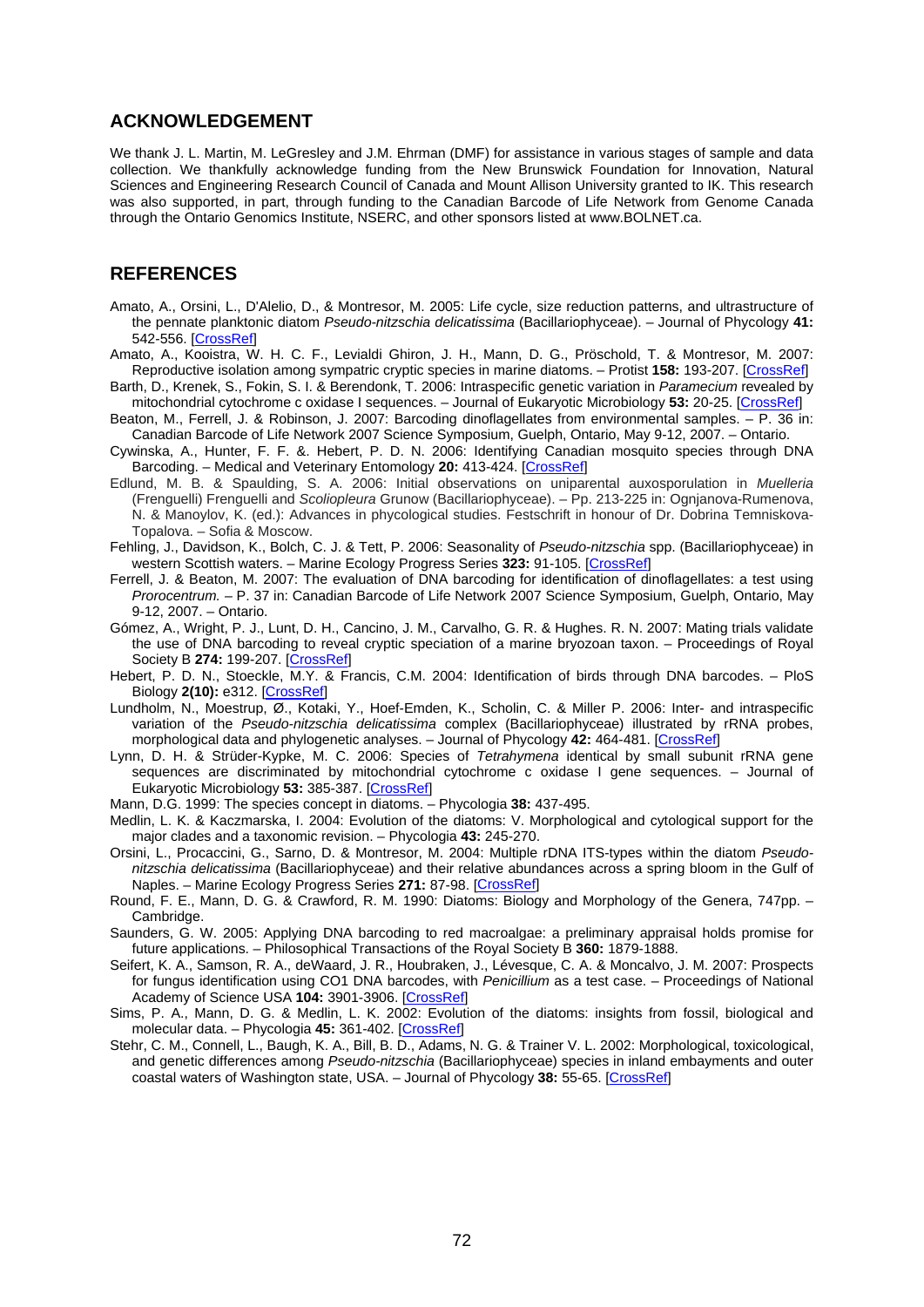## ACKNOWLEDGEMENT

We thank J. L. Martin, M. LeGresley and J.M. Ehrman (DMF) for assistance in various stages of sample and data collection. We thankfully acknowledge funding from the New Brunswick Foundation for Innovation, Natural Sciences and Engineering Research Council of Canada and Mount Allison University granted to IK. This research was also supported, in part, through funding to the Canadian Barcode of Life Network from Genome Canada through the Ontario Genomics Institute, NSERC, and other sponsors listed at www.BOLNET.ca.

## REFERENCES

Amato, A., Orsini, L., D'Alelio, D., & Montresor, M. 2005: Life cycle, size reduction patterns, and ultrastructure of the pennate planktonic diatom *Pseudo-nitzschia delicatissima* (Bacillariophyceae). – Journal of Phycology **41:** 542-556. [CrossRef]

Amato, A., Kooistra, W. H. C. F., Levialdi Ghiron, J. H., Mann, D. G., Pröschold, T. & Montresor, M. 2007: Reproductive isolation among sympatric cryptic species in marine diatoms. – Protist **158:** 193-207. [CrossRef]

Barth, D., Krenek, S., Fokin, S. I. & Berendonk, T. 2006: Intraspecific genetic variation in *Paramecium* revealed by mitochondrial cytochrome c oxidase I sequences. – Journal of Eukaryotic Microbiology **53:** 20-25. [CrossRef]

Beaton, M., Ferrell, J. & Robinson, J. 2007: Barcoding dinoflagellates from environmental samples. – P. 36 in: Canadian Barcode of Life Network 2007 Science Symposium, Guelph, Ontario, May 9-12, 2007. – Ontario.

Cywinska, A., Hunter, F. F. &. Hebert, P. D. N. 2006: Identifying Canadian mosquito species through DNA Barcoding. – Medical and Veterinary Entomology **20:** 413-424. [CrossRef]

Edlund, M. B. & Spaulding, S. A. 2006: Initial observations on uniparental auxosporulation in *Muelleria* (Frenguelli) Frenguelli and *Scoliopleura* Grunow (Bacillariophyceae). – Pp. 213-225 in: Ognjanova-Rumenova, N. & Manoylov, K. (ed.): Advances in phycological studies. Festschrift in honour of Dr. Dobrina Temniskova-Topalova. – Sofia & Moscow.

Fehling, J., Davidson, K., Bolch, C. J. & Tett, P. 2006: Seasonality of *Pseudo-nitzschia* spp. (Bacillariophyceae) in western Scottish waters. – Marine Ecology Progress Series **323:** 91-105. [CrossRef]

Ferrell, J. & Beaton, M. 2007: The evaluation of DNA barcoding for identification of dinoflagellates: a test using *Prorocentrum.* – P. 37 in: Canadian Barcode of Life Network 2007 Science Symposium, Guelph, Ontario, May 9-12, 2007. – Ontario.

Gómez, A., Wright, P. J., Lunt, D. H., Cancino, J. M., Carvalho, G. R. & Hughes. R. N. 2007: Mating trials validate the use of DNA barcoding to reveal cryptic speciation of a marine bryozoan taxon. – Proceedings of Royal Society B **274:** 199-207. [CrossRef]

Hebert, P. D. N., Stoeckle, M.Y. & Francis, C.M. 2004: Identification of birds through DNA barcodes. – PloS Biology **2(10):** e312. [CrossRef]

Lundholm, N., Moestrup, Ø., Kotaki, Y., Hoef-Emden, K., Scholin, C. & Miller P. 2006: Inter- and intraspecific variation of the *Pseudo-nitzschia delicatissima* complex (Bacillariophyceae) illustrated by rRNA probes, morphological data and phylogenetic analyses. – Journal of Phycology **42:** 464-481. [CrossRef]

Lynn, D. H. & Strüder-Kypke, M. C. 2006: Species of *Tetrahymena* identical by small subunit rRNA gene sequences are discriminated by mitochondrial cytochrome c oxidase I gene sequences. – Journal of Eukaryotic Microbiology **53:** 385-387. [CrossRef]

Mann, D.G. 1999: The species concept in diatoms. – Phycologia **38:** 437-495.

Medlin, L. K. & Kaczmarska, I. 2004: Evolution of the diatoms: V. Morphological and cytological support for the major clades and a taxonomic revision. – Phycologia **43:** 245-270.

Orsini, L., Procaccini, G., Sarno, D. & Montresor, M. 2004: Multiple rDNA ITS-types within the diatom *Pseudo-nitzschia delicatissima* (Bacillariophyceae) and their relative abundances across a spring bloom in the Gulf of Naples. – Marine Ecology Progress Series **271:** 87-98. [CrossRef]

Round, F. E., Mann, D. G. & Crawford, R. M. 1990: Diatoms: Biology and Morphology of the Genera, 747pp. – Cambridge.

Saunders, G. W. 2005: Applying DNA barcoding to red macroalgae: a preliminary appraisal holds promise for future applications. – Philosophical Transactions of the Royal Society B **360:** 1879-1888.

Seifert, K. A., Samson, R. A., deWaard, J. R., Houbraken, J., Lévesque, C. A. & Moncalvo, J. M. 2007: Prospects for fungus identification using CO1 DNA barcodes, with *Penicillium* as a test case. – Proceedings of National Academy of Science USA **104:** 3901-3906. [CrossRef]

Sims, P. A., Mann, D. G. & Medlin, L. K. 2002: Evolution of the diatoms: insights from fossil, biological and molecular data. – Phycologia **45:** 361-402. [CrossRef]

Stehr, C. M., Connell, L., Baugh, K. A., Bill, B. D., Adams, N. G. & Trainer V. L. 2002: Morphological, toxicological, and genetic differences among *Pseudo-nitzschia* (Bacillariophyceae) species in inland embayments and outer coastal waters of Washington state, USA. – Journal of Phycology **38:** 55-65. [CrossRef]